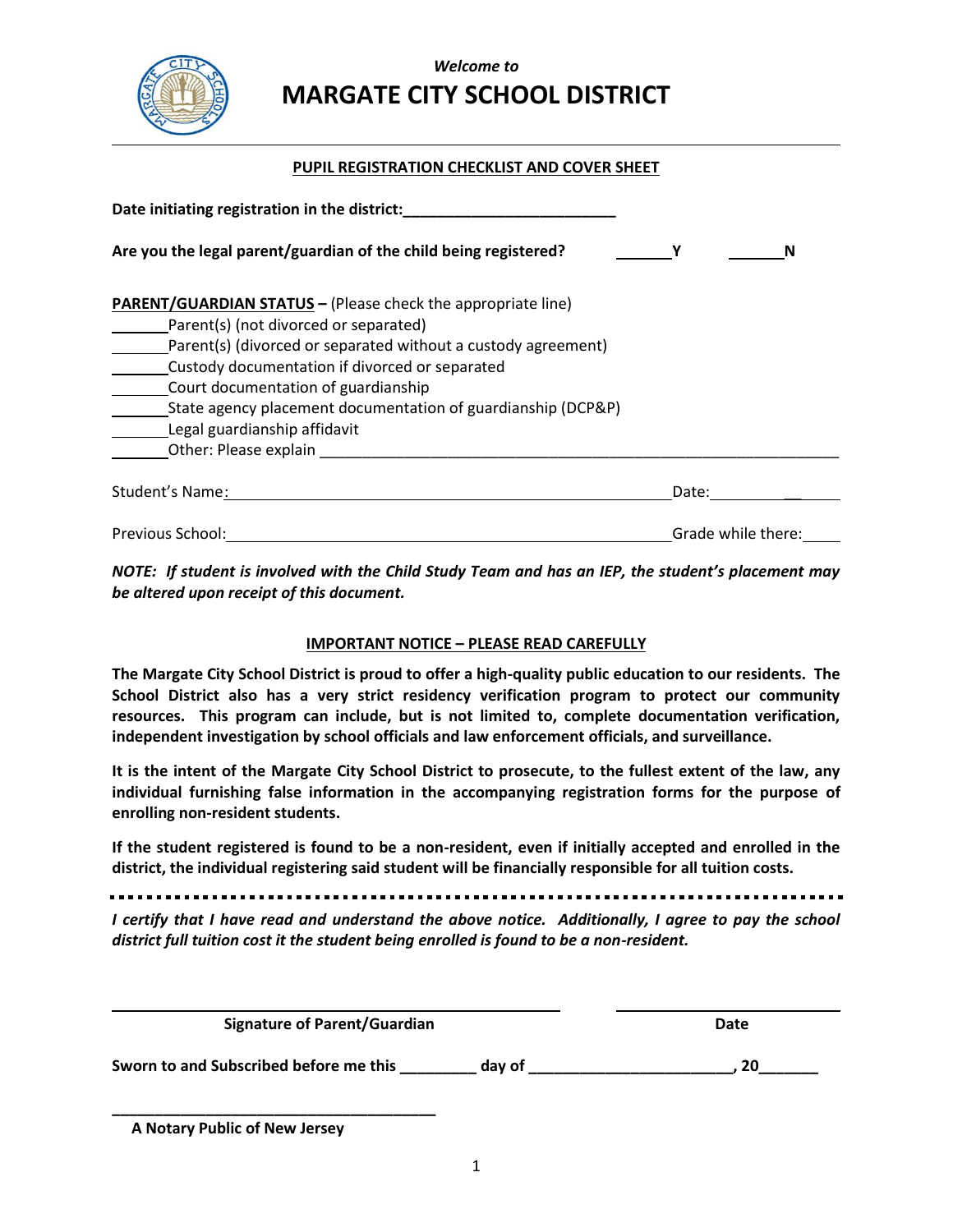*Welcome to*

# MARGATE CITY SCHOOL DISTRICT

## PUPIL REGISTRATION CHECKLIST AND COVER SHEET

**Date initiating registration in the district:_________________________**

**Are you the legal parent/guardian of the child being registered?** _______**Y** _______**N**

**PARENT/GUARDIAN STATUS –** (Please check the appropriate line)

_______Parent(s) (not divorced or separated)
_______Parent(s) (divorced or separated without a custody agreement)
_______Custody documentation if divorced or separated
_______Court documentation of guardianship
_______State agency placement documentation of guardianship (DCP&P)
_______Legal guardianship affidavit
_______Other: Please explain ______________________________________________________________

Student's Name:____________________________________________________ Date:_______________

Previous School:___________________________________________________ Grade while there:_____

***NOTE: If student is involved with the Child Study Team and has an IEP, the student's placement may be altered upon receipt of this document.***

### IMPORTANT NOTICE – PLEASE READ CAREFULLY

**The Margate City School District is proud to offer a high-quality public education to our residents. The School District also has a very strict residency verification program to protect our community resources. This program can include, but is not limited to, complete documentation verification, independent investigation by school officials and law enforcement officials, and surveillance.**

**It is the intent of the Margate City School District to prosecute, to the fullest extent of the law, any individual furnishing false information in the accompanying registration forms for the purpose of enrolling non-resident students.**

**If the student registered is found to be a non-resident, even if initially accepted and enrolled in the district, the individual registering said student will be financially responsible for all tuition costs.**

---

***I certify that I have read and understand the above notice. Additionally, I agree to pay the school district full tuition cost it the student being enrolled is found to be a non-resident.***

______________________________________________ ___________________________
**Signature of Parent/Guardian** **Date**

**Sworn to and Subscribed before me this _________ day of ________________________, 20_______**

______________________________________
**A Notary Public of New Jersey**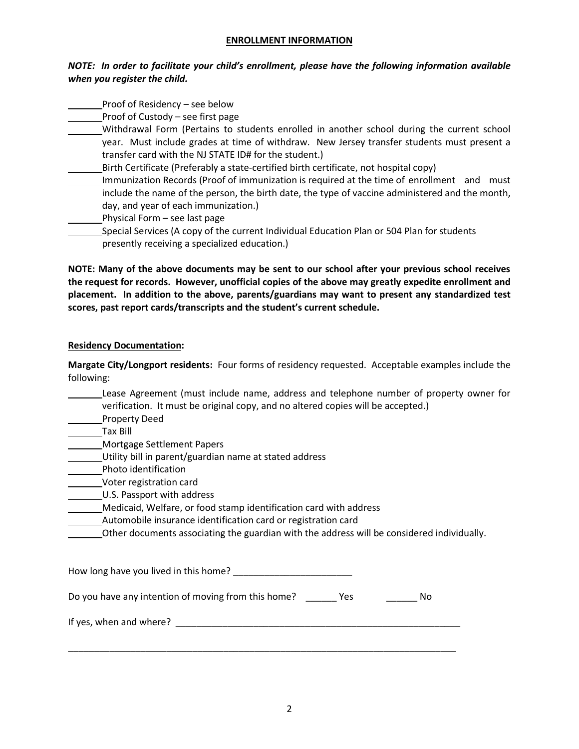**ENROLLMENT INFORMATION**

***NOTE: In order to facilitate your child's enrollment, please have the following information available when you register the child.***

_______ Proof of Residency – see below
_______ Proof of Custody – see first page
_______ Withdrawal Form (Pertains to students enrolled in another school during the current school year. Must include grades at time of withdraw. New Jersey transfer students must present a transfer card with the NJ STATE ID# for the student.)
_______ Birth Certificate (Preferably a state-certified birth certificate, not hospital copy)
_______ Immunization Records (Proof of immunization is required at the time of enrollment and must include the name of the person, the birth date, the type of vaccine administered and the month, day, and year of each immunization.)
_______ Physical Form – see last page
_______ Special Services (A copy of the current Individual Education Plan or 504 Plan for students presently receiving a specialized education.)

**NOTE: Many of the above documents may be sent to our school after your previous school receives the request for records. However, unofficial copies of the above may greatly expedite enrollment and placement. In addition to the above, parents/guardians may want to present any standardized test scores, past report cards/transcripts and the student's current schedule.**

**Residency Documentation:**

**Margate City/Longport residents:** Four forms of residency requested. Acceptable examples include the following:

_______ Lease Agreement (must include name, address and telephone number of property owner for verification. It must be original copy, and no altered copies will be accepted.)
_______ Property Deed
_______ Tax Bill
_______ Mortgage Settlement Papers
_______ Utility bill in parent/guardian name at stated address
_______ Photo identification
_______ Voter registration card
_______ U.S. Passport with address
_______ Medicaid, Welfare, or food stamp identification card with address
_______ Automobile insurance identification card or registration card
_______ Other documents associating the guardian with the address will be considered individually.

How long have you lived in this home? _______________________

Do you have any intention of moving from this home? ______ Yes ______ No

If yes, when and where? _________________________________________________________

_____________________________________________________________________________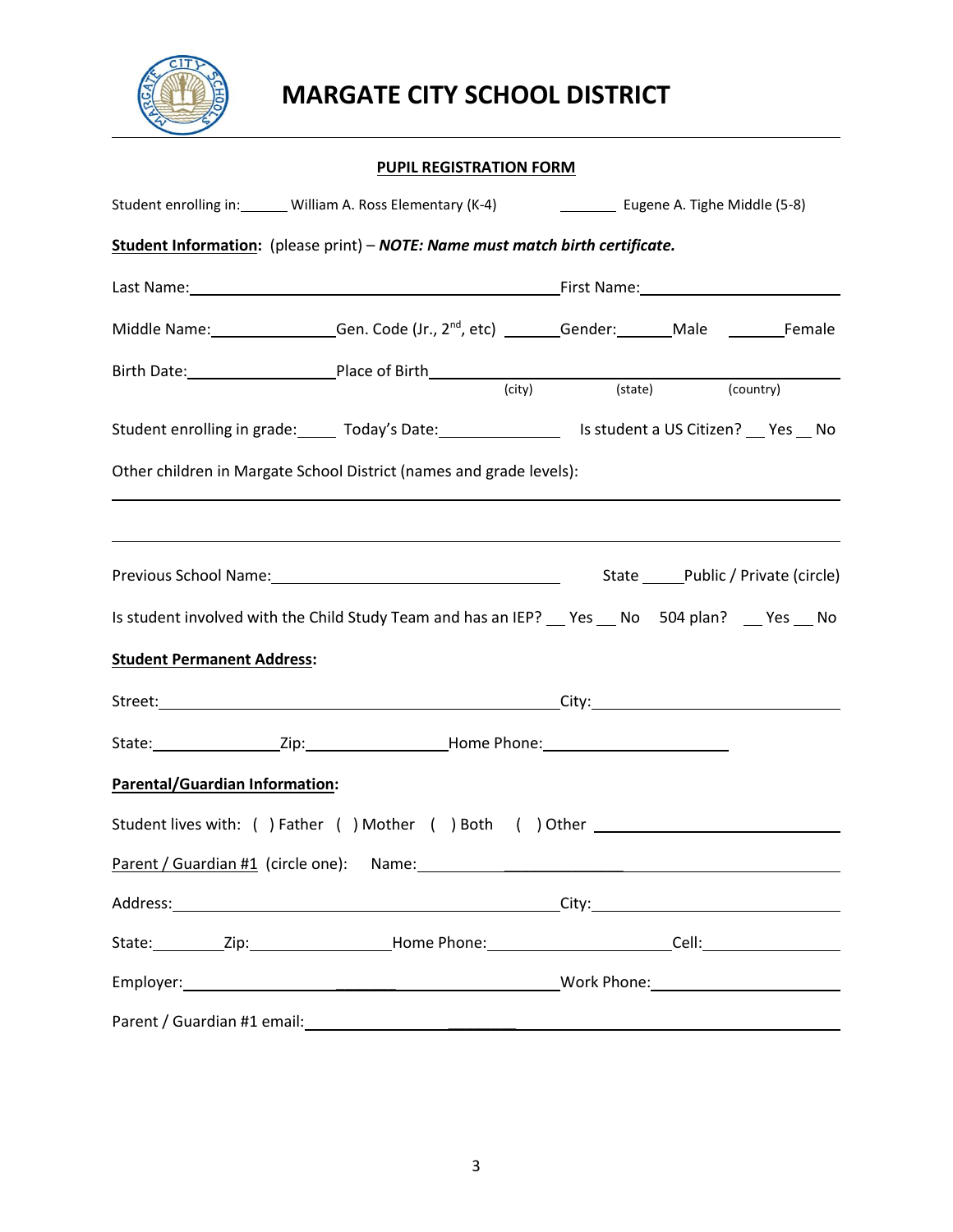# MARGATE CITY SCHOOL DISTRICT

## PUPIL REGISTRATION FORM

Student enrolling in:______ William A. Ross Elementary (K-4) ________ Eugene A. Tighe Middle (5-8)

**Student Information:** (please print) – ***NOTE: Name must match birth certificate.***

Last Name:____________________________________________First Name:________________________

Middle Name:______________Gen. Code (Jr., 2nd, etc) _______Gender:_______Male _______Female

Birth Date:_________________Place of Birth__________________________________________________
(city) (state) (country)

Student enrolling in grade:_____ Today's Date:______________ Is student a US Citizen? __ Yes __ No

Other children in Margate School District (names and grade levels):

______________________________________________________________________________________

______________________________________________________________________________________

Previous School Name:__________________________________ State _____Public / Private (circle)

Is student involved with the Child Study Team and has an IEP? __ Yes __ No 504 plan? __ Yes __ No

**Student Permanent Address:**

Street:_______________________________________________City:____________________________

State:_______________Zip:_________________Home Phone:______________________

**Parental/Guardian Information:**

Student lives with: ( ) Father ( ) Mother ( ) Both ( ) Other ____________________________

Parent / Guardian #1 (circle one): Name:___________________________________________________

Address:______________________________________________City:____________________________

State:________Zip:________________Home Phone:______________________Cell:________________

Employer:___________________________________________Work Phone:_______________________

Parent / Guardian #1 email:__________________________________________________________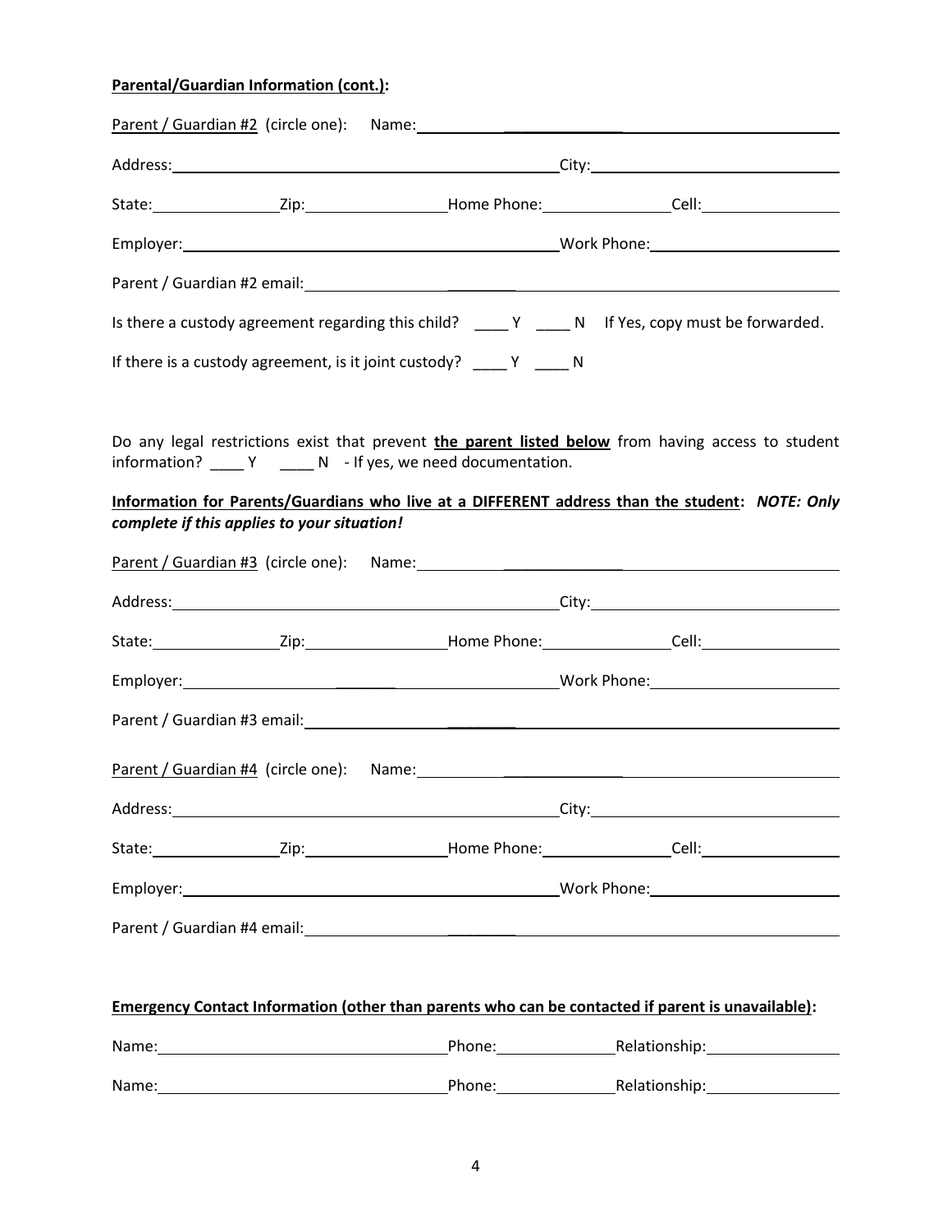**Parental/Guardian Information (cont.):**

Parent / Guardian #2 (circle one): Name: ______________________________

Address: ______________________________ City: ______________________________

State: __________ Zip: __________ Home Phone: __________ Cell: __________

Employer: ______________________________ Work Phone: ______________________________

Parent / Guardian #2 email: ______________________________

Is there a custody agreement regarding this child? ____ Y ____ N If Yes, copy must be forwarded.

If there is a custody agreement, is it joint custody? ____ Y ____ N

Do any legal restrictions exist that prevent **the parent listed below** from having access to student information? ____ Y ____ N - If yes, we need documentation.

**Information for Parents/Guardians who live at a DIFFERENT address than the student:** ***NOTE: Only complete if this applies to your situation!***

Parent / Guardian #3 (circle one): Name: ______________________________

Address: ______________________________ City: ______________________________

State: __________ Zip: __________ Home Phone: __________ Cell: __________

Employer: ______________________________ Work Phone: ______________________________

Parent / Guardian #3 email: ______________________________

Parent / Guardian #4 (circle one): Name: ______________________________

Address: ______________________________ City: ______________________________

State: __________ Zip: __________ Home Phone: __________ Cell: __________

Employer: ______________________________ Work Phone: ______________________________

Parent / Guardian #4 email: ______________________________

**Emergency Contact Information (other than parents who can be contacted if parent is unavailable):**

Name: ______________________________ Phone: __________ Relationship: __________

Name: ______________________________ Phone: __________ Relationship: __________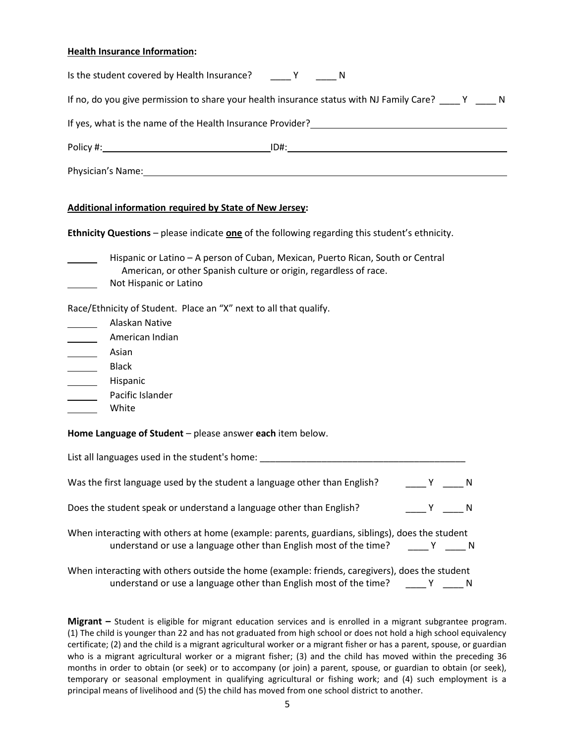**Health Insurance Information:**

Is the student covered by Health Insurance? ____ Y ____ N

If no, do you give permission to share your health insurance status with NJ Family Care? ____ Y ____ N

If yes, what is the name of the Health Insurance Provider? ________________________________________

Policy #: ______________________________ ID#: ________________________________________

Physician's Name: ____________________________________________________________

**Additional information required by State of New Jersey:**

**Ethnicity Questions** – please indicate **one** of the following regarding this student's ethnicity.

______ Hispanic or Latino – A person of Cuban, Mexican, Puerto Rican, South or Central American, or other Spanish culture or origin, regardless of race.

______ Not Hispanic or Latino

Race/Ethnicity of Student. Place an "X" next to all that qualify.

______ Alaskan Native

______ American Indian

______ Asian

______ Black

______ Hispanic

______ Pacific Islander

______ White

**Home Language of Student** – please answer **each** item below.

List all languages used in the student's home: ________________________________________

Was the first language used by the student a language other than English? ____ Y ____ N

Does the student speak or understand a language other than English? ____ Y ____ N

When interacting with others at home (example: parents, guardians, siblings), does the student understand or use a language other than English most of the time? ____ Y ____ N

When interacting with others outside the home (example: friends, caregivers), does the student understand or use a language other than English most of the time? ____ Y ____ N

**Migrant –** Student is eligible for migrant education services and is enrolled in a migrant subgrantee program. (1) The child is younger than 22 and has not graduated from high school or does not hold a high school equivalency certificate; (2) and the child is a migrant agricultural worker or a migrant fisher or has a parent, spouse, or guardian who is a migrant agricultural worker or a migrant fisher; (3) and the child has moved within the preceding 36 months in order to obtain (or seek) or to accompany (or join) a parent, spouse, or guardian to obtain (or seek), temporary or seasonal employment in qualifying agricultural or fishing work; and (4) such employment is a principal means of livelihood and (5) the child has moved from one school district to another.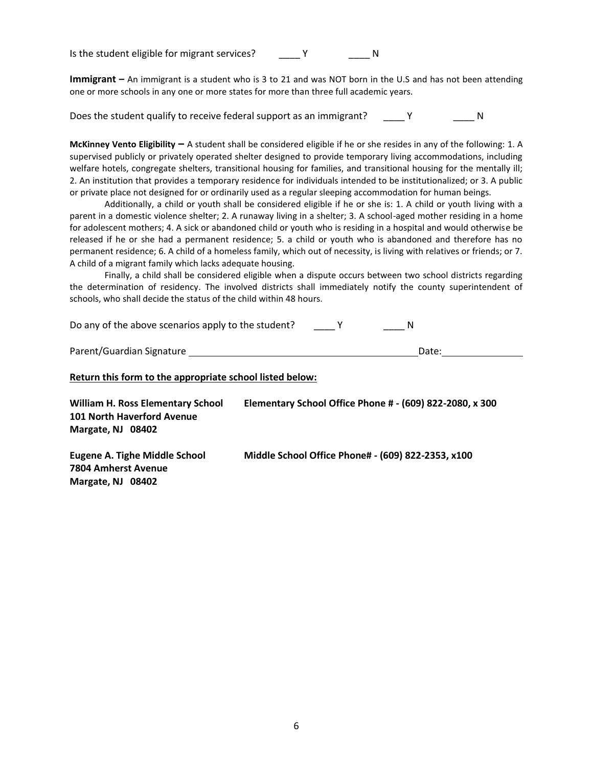Is the student eligible for migrant services? ____ Y ____ N

**Immigrant –** An immigrant is a student who is 3 to 21 and was NOT born in the U.S and has not been attending one or more schools in any one or more states for more than three full academic years.

Does the student qualify to receive federal support as an immigrant? ____ Y ____ N

**McKinney Vento Eligibility –** A student shall be considered eligible if he or she resides in any of the following: 1. A supervised publicly or privately operated shelter designed to provide temporary living accommodations, including welfare hotels, congregate shelters, transitional housing for families, and transitional housing for the mentally ill; 2. An institution that provides a temporary residence for individuals intended to be institutionalized; or 3. A public or private place not designed for or ordinarily used as a regular sleeping accommodation for human beings.

Additionally, a child or youth shall be considered eligible if he or she is: 1. A child or youth living with a parent in a domestic violence shelter; 2. A runaway living in a shelter; 3. A school-aged mother residing in a home for adolescent mothers; 4. A sick or abandoned child or youth who is residing in a hospital and would otherwise be released if he or she had a permanent residence; 5. a child or youth who is abandoned and therefore has no permanent residence; 6. A child of a homeless family, which out of necessity, is living with relatives or friends; or 7. A child of a migrant family which lacks adequate housing.

Finally, a child shall be considered eligible when a dispute occurs between two school districts regarding the determination of residency. The involved districts shall immediately notify the county superintendent of schools, who shall decide the status of the child within 48 hours.

Do any of the above scenarios apply to the student? ____ Y ____ N

Parent/Guardian Signature ________________________________________ Date: ______________

**<u>Return this form to the appropriate school listed below:</u>**

**William H. Ross Elementary School**
**101 North Haverford Avenue**
**Margate, NJ 08402**

**Elementary School Office Phone # - (609) 822-2080, x 300**

**Eugene A. Tighe Middle School**
**7804 Amherst Avenue**
**Margate, NJ 08402**

**Middle School Office Phone# - (609) 822-2353, x100**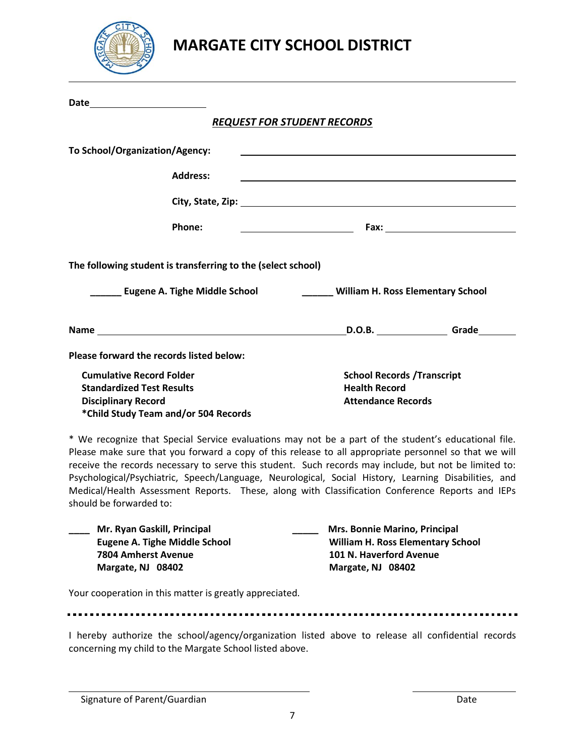# MARGATE CITY SCHOOL DISTRICT

**Date** ______________________

***REQUEST FOR STUDENT RECORDS***

**To School/Organization/Agency:** ______________________________________

**Address:** ______________________________________

**City, State, Zip:** ______________________________________

**Phone:** ____________________ **Fax:** ____________________

**The following student is transferring to the (select school)**

**______ Eugene A. Tighe Middle School** **______ William H. Ross Elementary School**

**Name** ______________________________________ **D.O.B.** ____________ **Grade** ________

**Please forward the records listed below:**

**Cumulative Record Folder**
**Standardized Test Results**
**Disciplinary Record**
***Child Study Team and/or 504 Records**

**School Records /Transcript**
**Health Record**
**Attendance Records**

* We recognize that Special Service evaluations may not be a part of the student's educational file. Please make sure that you forward a copy of this release to all appropriate personnel so that we will receive the records necessary to serve this student. Such records may include, but not be limited to: Psychological/Psychiatric, Speech/Language, Neurological, Social History, Learning Disabilities, and Medical/Health Assessment Reports. These, along with Classification Conference Reports and IEPs should be forwarded to:

**____ Mr. Ryan Gaskill, Principal**
**Eugene A. Tighe Middle School**
**7804 Amherst Avenue**
**Margate, NJ 08402**

**_____ Mrs. Bonnie Marino, Principal**
**William H. Ross Elementary School**
**101 N. Haverford Avenue**
**Margate, NJ 08402**

Your cooperation in this matter is greatly appreciated.

---

I hereby authorize the school/agency/organization listed above to release all confidential records concerning my child to the Margate School listed above.

______________________________________ ____________________

Signature of Parent/Guardian Date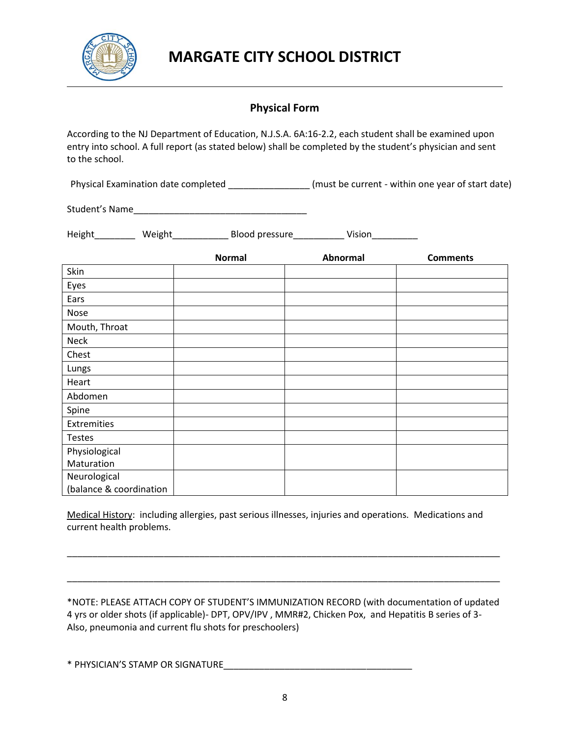# MARGATE CITY SCHOOL DISTRICT

## Physical Form

According to the NJ Department of Education, N.J.S.A. 6A:16-2.2, each student shall be examined upon entry into school. A full report (as stated below) shall be completed by the student's physician and sent to the school.

Physical Examination date completed ________________ (must be current - within one year of start date)

Student's Name__________________________________

Height________ Weight___________ Blood pressure__________ Vision_________

| | Normal | Abnormal | Comments |
|---|---|---|---|
| Skin | | | |
| Eyes | | | |
| Ears | | | |
| Nose | | | |
| Mouth, Throat | | | |
| Neck | | | |
| Chest | | | |
| Lungs | | | |
| Heart | | | |
| Abdomen | | | |
| Spine | | | |
| Extremities | | | |
| Testes | | | |
| Physiological Maturation | | | |
| Neurological (balance & coordination | | | |

Medical History: including allergies, past serious illnesses, injuries and operations. Medications and current health problems.

_____________________________________________________________________________________

_____________________________________________________________________________________

*NOTE: PLEASE ATTACH COPY OF STUDENT'S IMMUNIZATION RECORD (with documentation of updated 4 yrs or older shots (if applicable)- DPT, OPV/IPV , MMR#2, Chicken Pox, and Hepatitis B series of 3- Also, pneumonia and current flu shots for preschoolers)

* PHYSICIAN'S STAMP OR SIGNATURE_____________________________________